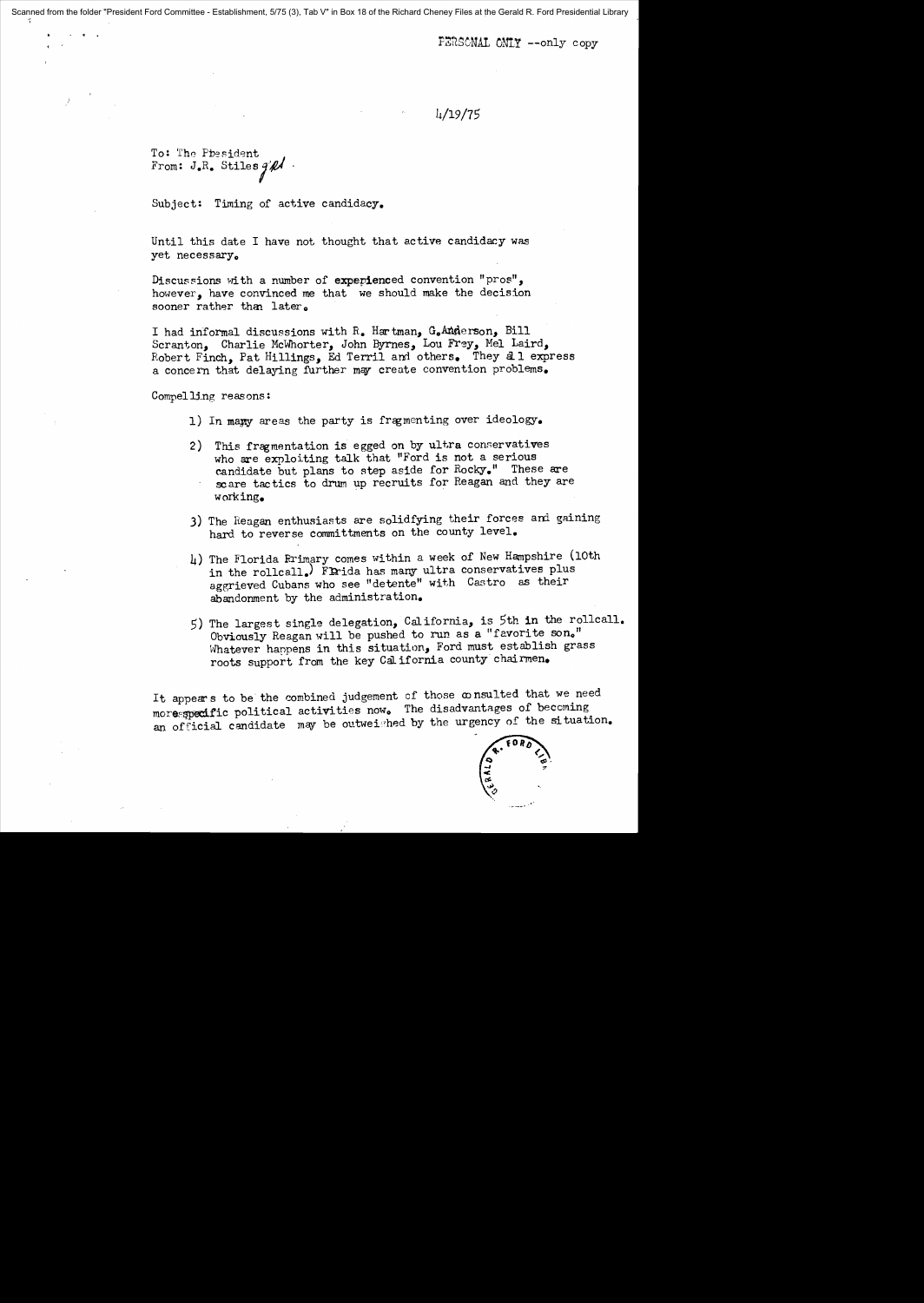PERSONAL ONLY --only copy

4/19/75

To: The President
From: J.R. Stiles

Subject: Timing of active candidacy.

Until this date I have not thought that active candidacy was yet necessary.

Discussions with a number of experienced convention "pros", however, have convinced me that we should make the decision sooner rather than later.

I had informal discussions with R. Hartman, G.Anderson, Bill Scranton, Charlie McWhorter, John Byrnes, Lou Frey, Mel Laird, Robert Finch, Pat Hillings, Ed Terril and others. They all express a concern that delaying further may create convention problems.

Compelling reasons:

1) In many areas the party is fragmenting over ideology.

2) This fragmentation is egged on by ultra conservatives who are exploiting talk that "Ford is not a serious candidate but plans to step aside for Rocky." These are scare tactics to drum up recruits for Reagan and they are working.

3) The Reagan enthusiasts are solidfying their forces and gaining hard to reverse committments on the county level.

4) The Florida Primary comes within a week of New Hampshire (10th in the rollcall.) Florida has many ultra conservatives plus aggrieved Cubans who see "detente" with Castro as their abandonment by the administration.

5) The largest single delegation, California, is 5th in the rollcall. Obviously Reagan will be pushed to run as a "favorite son." Whatever happens in this situation, Ford must establish grass roots support from the key California county chairmen.

It appears to be the combined judgement of those consulted that we need more specific political activities now. The disadvantages of becoming an official candidate may be outweighed by the urgency of the situation.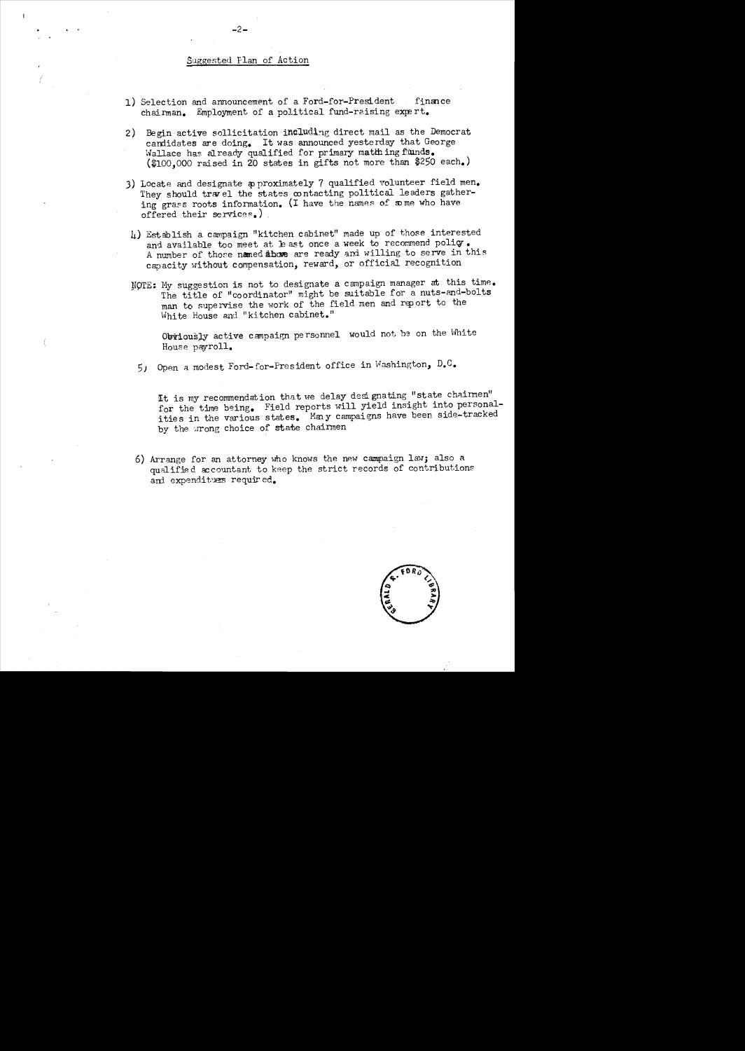## Suggested Plan of Action

1) Selection and announcement of a Ford-for-President finance chairman. Employment of a political fund-raising expert.

2) Begin active sollicitation including direct mail as the Democrat candidates are doing. It was announced yesterday that George Wallace has already qualified for primary matching funds. ($100,000 raised in 20 states in gifts not more than $250 each.)

3) Locate and designate approximately 7 qualified volunteer field men. They should travel the states contacting political leaders gathering grass roots information. (I have the names of some who have offered their services.)

4) Establish a campaign "kitchen cabinet" made up of those interested and available too meet at least once a week to recommend policy. A number of those named above are ready and willing to serve in this capacity without compensation, reward, or official recognition

NOTE: My suggestion is not to designate a campaign manager at this time. The title of "coordinator" might be suitable for a nuts-and-bolts man to supervise the work of the field men and report to the White House and "kitchen cabinet."

Obviously active campaign personnel would not be on the White House payroll.

5) Open a modest Ford-for-President office in Washington, D.C.

It is my recommendation that we delay designating "state chairmen" for the time being. Field reports will yield insight into personalities in the various states. Many campaigns have been side-tracked by the wrong choice of state chairmen

6) Arrange for an attorney who knows the new campaign law; also a qualified accountant to keep the strict records of contributions and expenditures required.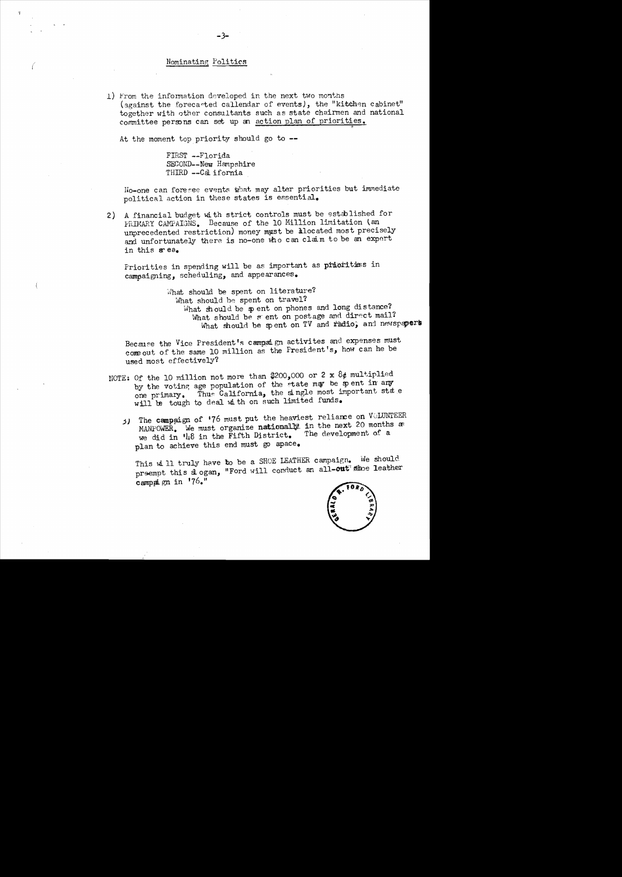## Nominating Politics

1) From the information developed in the next two months (against the forecasted callendar of events), the "kitchen cabinet" together with other consultants such as state chairmen and national committee persons can set up an action plan of priorities.

   At the moment top priority should go to --

   FIRST --Florida
   SECOND--New Hampshire
   THIRD --California

   No-one can foresee events that may alter priorities but immediate political action in these states is essential.

2) A financial budget with strict controls must be established for PRIMARY CAMPAIGNS. Because of the 10 Million limitation (an unprecedented restriction) money must be alocated most precisely and unfortunately there is no-one who can claim to be an expert in this area.

   Priorities in spending will be as important as priorities in campaigning, scheduling, and appearances.

   What should be spent on literature?
   What should be spent on travel?
   What should be spent on phones and long distance?
   What should be spent on postage and direct mail?
   What should be spent on TV and radio, and newspapers

   Because the Vice President's campaign activites and expenses must come out of the same 10 million as the President's, how can he be used most effectively?

NOTE: Of the 10 million not more than $200,000 or 2 x 8¢ multiplied by the voting age population of the state may be spent in any one primary. Thus California, the single most important state will be tough to deal with on such limited funds.

3) The campaign of '76 must put the heaviest reliance on VOLUNTEER MANPOWER. We must organize nationally in the next 20 months as we did in '48 in the Fifth District. The development of a plan to achieve this end must go apace.

   This will truly have to be a SHOE LEATHER campaign. We should preempt this slogan, "Ford will conduct an all-out shoe leather campaign in '76."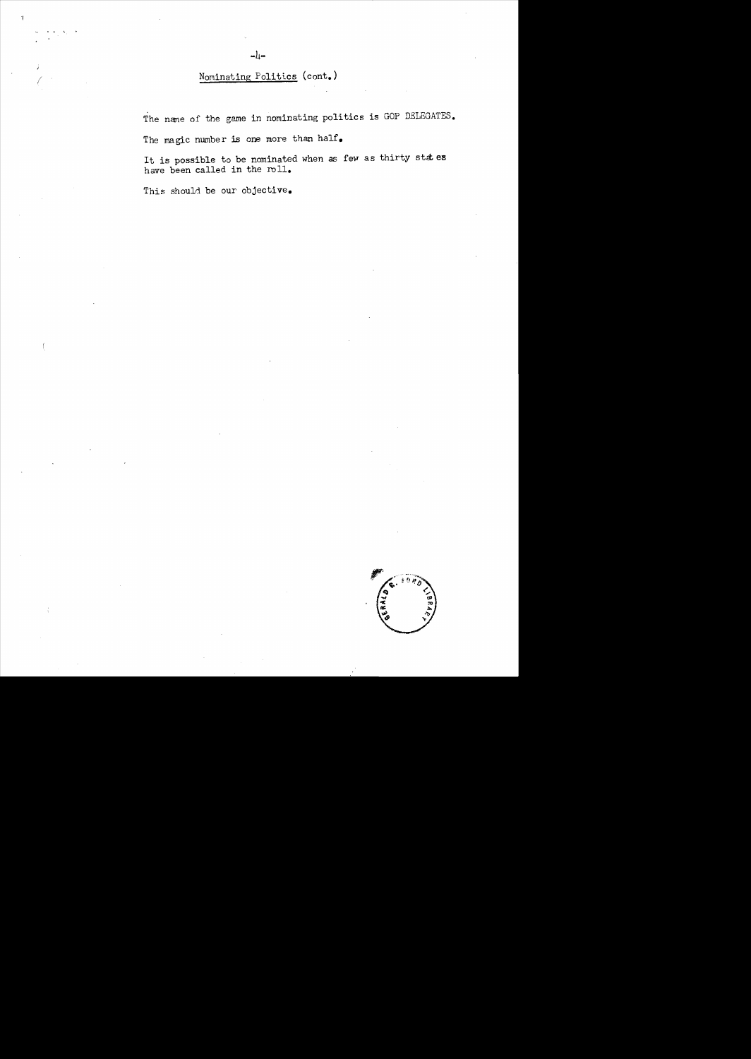Nominating Politics (cont.)

The name of the game in nominating politics is GOP DELEGATES.

The magic number is one more than half.

It is possible to be nominated when as few as thirty states have been called in the roll.

This should be our objective.